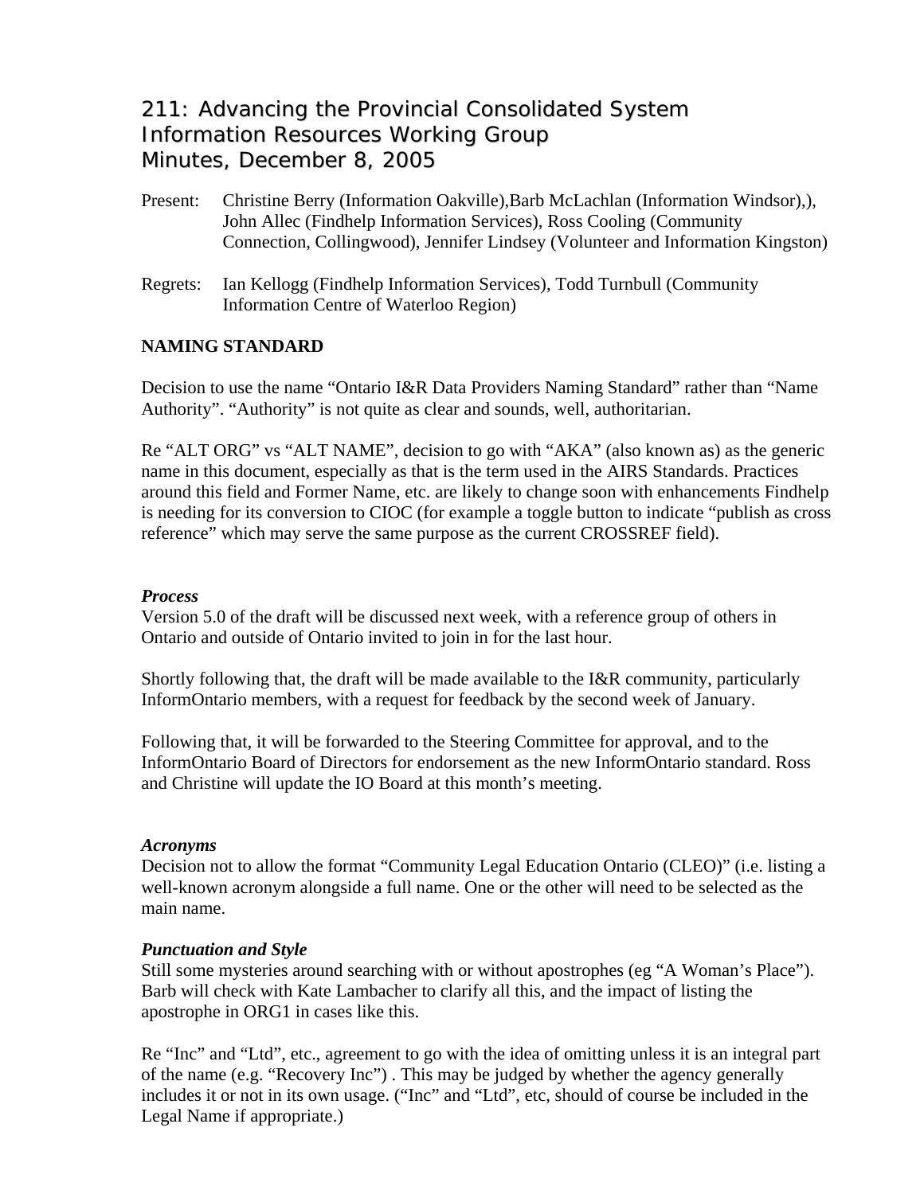# 211: Advancing the Provincial Consolidated System Information Resources Working Group Minutes, December 8, 2005

Present: Christine Berry (Information Oakville),Barb McLachlan (Information Windsor),), John Allec (Findhelp Information Services), Ross Cooling (Community Connection, Collingwood), Jennifer Lindsey (Volunteer and Information Kingston)

Regrets: Ian Kellogg (Findhelp Information Services), Todd Turnbull (Community Information Centre of Waterloo Region)

## NAMING STANDARD

Decision to use the name "Ontario I&R Data Providers Naming Standard" rather than "Name Authority". "Authority" is not quite as clear and sounds, well, authoritarian.

Re "ALT ORG" vs "ALT NAME", decision to go with "AKA" (also known as) as the generic name in this document, especially as that is the term used in the AIRS Standards. Practices around this field and Former Name, etc. are likely to change soon with enhancements Findhelp is needing for its conversion to CIOC (for example a toggle button to indicate "publish as cross reference" which may serve the same purpose as the current CROSSREF field).

### *Process*

Version 5.0 of the draft will be discussed next week, with a reference group of others in Ontario and outside of Ontario invited to join in for the last hour.

Shortly following that, the draft will be made available to the I&R community, particularly InformOntario members, with a request for feedback by the second week of January.

Following that, it will be forwarded to the Steering Committee for approval, and to the InformOntario Board of Directors for endorsement as the new InformOntario standard. Ross and Christine will update the IO Board at this month's meeting.

### *Acronyms*

Decision not to allow the format "Community Legal Education Ontario (CLEO)" (i.e. listing a well-known acronym alongside a full name. One or the other will need to be selected as the main name.

### *Punctuation and Style*

Still some mysteries around searching with or without apostrophes (eg "A Woman's Place"). Barb will check with Kate Lambacher to clarify all this, and the impact of listing the apostrophe in ORG1 in cases like this.

Re "Inc" and "Ltd", etc., agreement to go with the idea of omitting unless it is an integral part of the name (e.g. "Recovery Inc") . This may be judged by whether the agency generally includes it or not in its own usage. ("Inc" and "Ltd", etc, should of course be included in the Legal Name if appropriate.)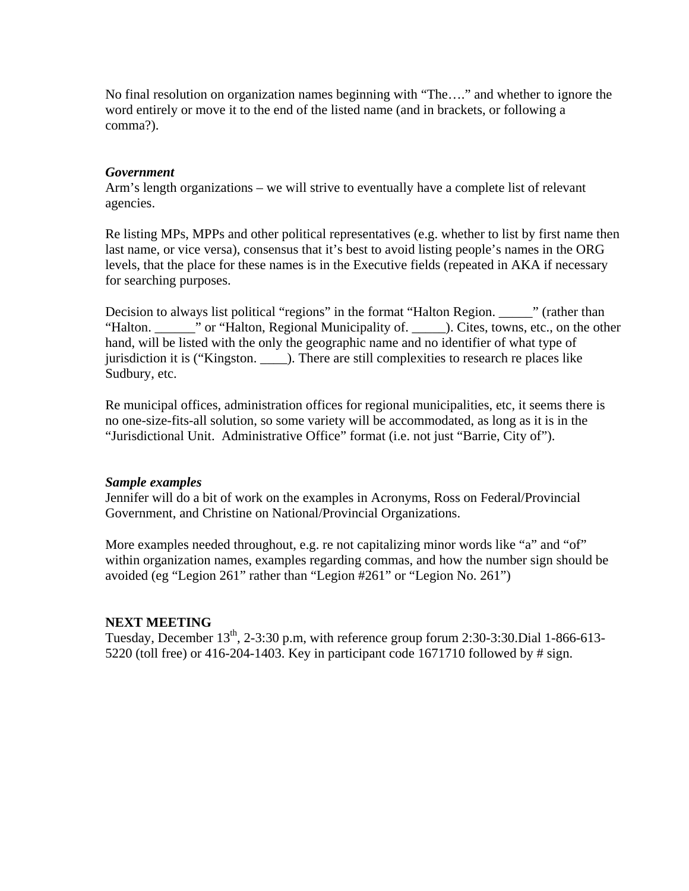No final resolution on organization names beginning with "The…." and whether to ignore the word entirely or move it to the end of the listed name (and in brackets, or following a comma?).

***Government***

Arm's length organizations – we will strive to eventually have a complete list of relevant agencies.

Re listing MPs, MPPs and other political representatives (e.g. whether to list by first name then last name, or vice versa), consensus that it's best to avoid listing people's names in the ORG levels, that the place for these names is in the Executive fields (repeated in AKA if necessary for searching purposes.

Decision to always list political "regions" in the format "Halton Region. _____" (rather than "Halton. ______" or "Halton, Regional Municipality of. _____). Cites, towns, etc., on the other hand, will be listed with the only the geographic name and no identifier of what type of jurisdiction it is ("Kingston. ____). There are still complexities to research re places like Sudbury, etc.

Re municipal offices, administration offices for regional municipalities, etc, it seems there is no one-size-fits-all solution, so some variety will be accommodated, as long as it is in the "Jurisdictional Unit.  Administrative Office" format (i.e. not just "Barrie, City of").

***Sample examples***

Jennifer will do a bit of work on the examples in Acronyms, Ross on Federal/Provincial Government, and Christine on National/Provincial Organizations.

More examples needed throughout, e.g. re not capitalizing minor words like "a" and "of" within organization names, examples regarding commas, and how the number sign should be avoided (eg "Legion 261" rather than "Legion #261" or "Legion No. 261")

**NEXT MEETING**

Tuesday, December 13th, 2-3:30 p.m, with reference group forum 2:30-3:30.Dial 1-866-613-5220 (toll free) or 416-204-1403. Key in participant code 1671710 followed by # sign.